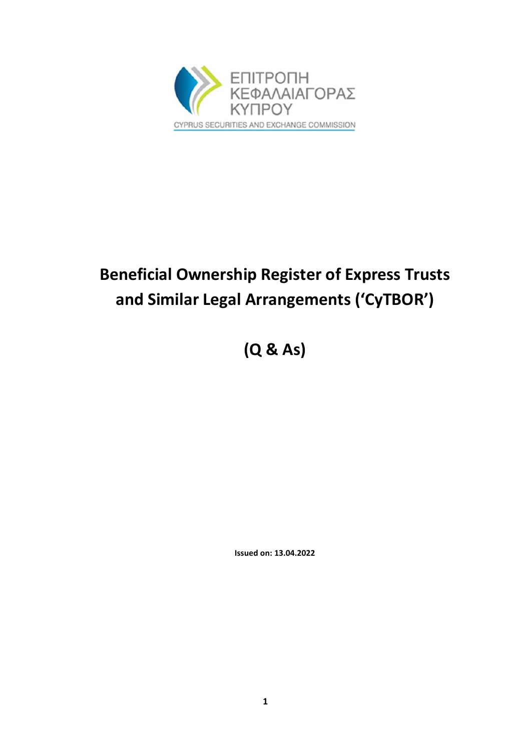ΕΠΙΤΡΟΠΗ ΚΕΦΑΛΑΙΑΓΟΡΑΣ ΚΥΠΡΟΥ

CYPRUS SECURITIES AND EXCHANGE COMMISSION

# Beneficial Ownership Register of Express Trusts and Similar Legal Arrangements ('CyTBOR')

# (Q & As)

**Issued on: 13.04.2022**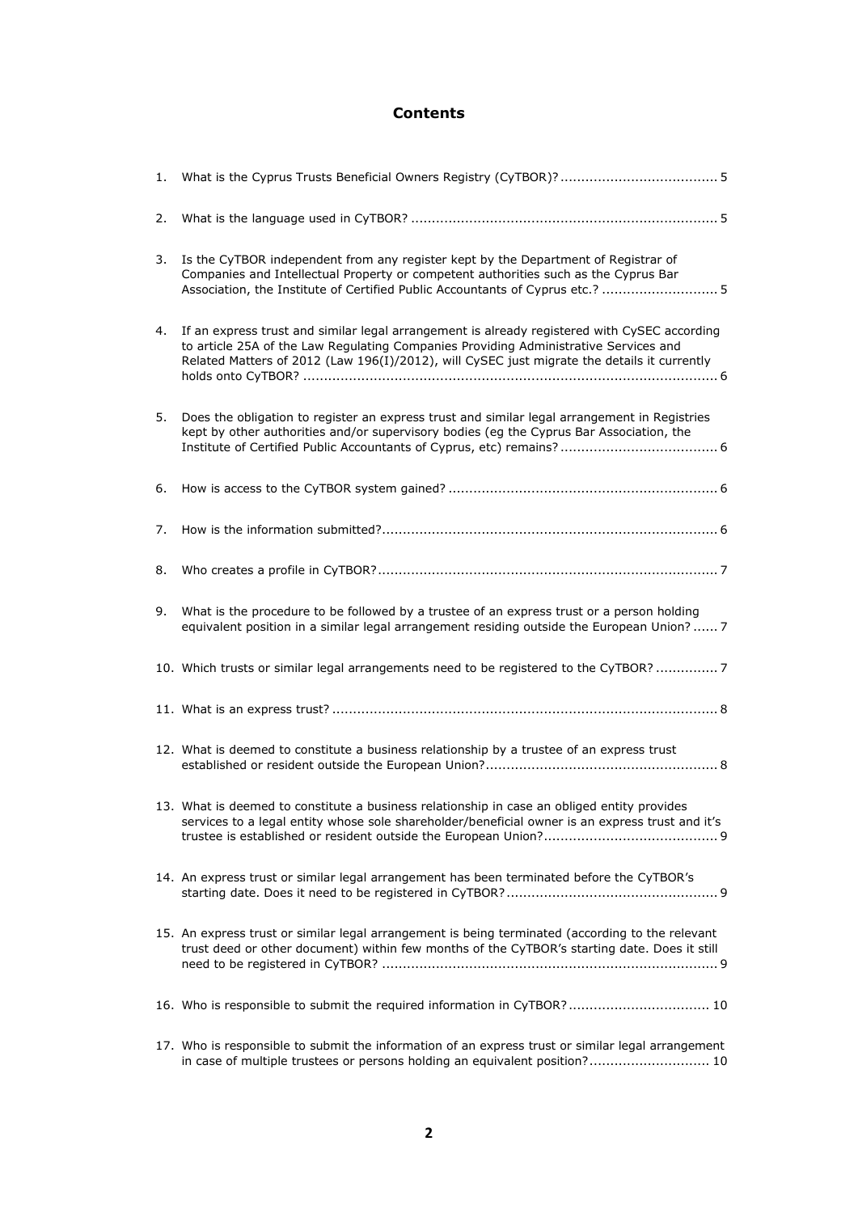# Contents

1. What is the Cyprus Trusts Beneficial Owners Registry (CyTBOR)? ...................................... 5

2. What is the language used in CyTBOR? ......................................................................... 5

3. Is the CyTBOR independent from any register kept by the Department of Registrar of Companies and Intellectual Property or competent authorities such as the Cyprus Bar Association, the Institute of Certified Public Accountants of Cyprus etc.? ............................ 5

4. If an express trust and similar legal arrangement is already registered with CySEC according to article 25A of the Law Regulating Companies Providing Administrative Services and Related Matters of 2012 (Law 196(I)/2012), will CySEC just migrate the details it currently holds onto CyTBOR? .................................................................................................... 6

5. Does the obligation to register an express trust and similar legal arrangement in Registries kept by other authorities and/or supervisory bodies (eg the Cyprus Bar Association, the Institute of Certified Public Accountants of Cyprus, etc) remains? ...................................... 6

6. How is access to the CyTBOR system gained? ................................................................ 6

7. How is the information submitted?................................................................................ 6

8. Who creates a profile in CyTBOR?................................................................................. 7

9. What is the procedure to be followed by a trustee of an express trust or a person holding equivalent position in a similar legal arrangement residing outside the European Union? ...... 7

10. Which trusts or similar legal arrangements need to be registered to the CyTBOR? ............... 7

11. What is an express trust? ............................................................................................ 8

12. What is deemed to constitute a business relationship by a trustee of an express trust established or resident outside the European Union?........................................................ 8

13. What is deemed to constitute a business relationship in case an obliged entity provides services to a legal entity whose sole shareholder/beneficial owner is an express trust and it's trustee is established or resident outside the European Union?.......................................... 9

14. An express trust or similar legal arrangement has been terminated before the CyTBOR's starting date. Does it need to be registered in CyTBOR?................................................... 9

15. An express trust or similar legal arrangement is being terminated (according to the relevant trust deed or other document) within few months of the CyTBOR's starting date. Does it still need to be registered in CyTBOR? ................................................................................. 9

16. Who is responsible to submit the required information in CyTBOR? .................................. 10

17. Who is responsible to submit the information of an express trust or similar legal arrangement in case of multiple trustees or persons holding an equivalent position?............................. 10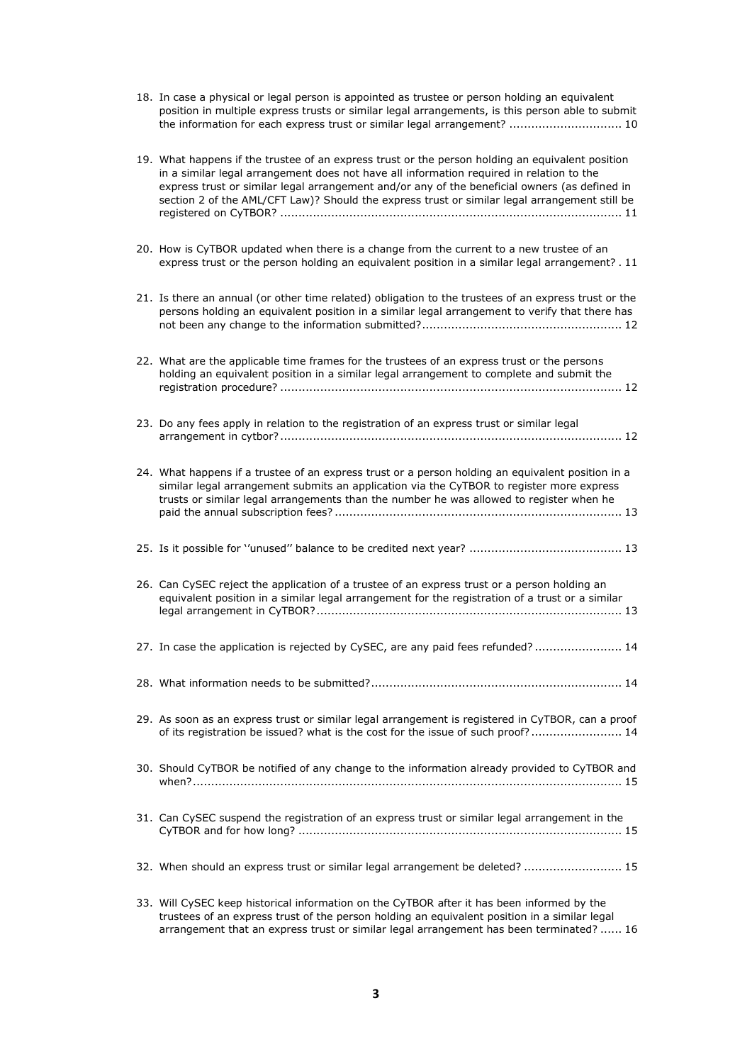18. In case a physical or legal person is appointed as trustee or person holding an equivalent position in multiple express trusts or similar legal arrangements, is this person able to submit the information for each express trust or similar legal arrangement? ............................... 10

19. What happens if the trustee of an express trust or the person holding an equivalent position in a similar legal arrangement does not have all information required in relation to the express trust or similar legal arrangement and/or any of the beneficial owners (as defined in section 2 of the AML/CFT Law)? Should the express trust or similar legal arrangement still be registered on CyTBOR? ............................................................................................ 11

20. How is CyTBOR updated when there is a change from the current to a new trustee of an express trust or the person holding an equivalent position in a similar legal arrangement? . 11

21. Is there an annual (or other time related) obligation to the trustees of an express trust or the persons holding an equivalent position in a similar legal arrangement to verify that there has not been any change to the information submitted?...................................................... 12

22. What are the applicable time frames for the trustees of an express trust or the persons holding an equivalent position in a similar legal arrangement to complete and submit the registration procedure? ............................................................................................ 12

23. Do any fees apply in relation to the registration of an express trust or similar legal arrangement in cytbor?............................................................................................ 12

24. What happens if a trustee of an express trust or a person holding an equivalent position in a similar legal arrangement submits an application via the CyTBOR to register more express trusts or similar legal arrangements than the number he was allowed to register when he paid the annual subscription fees? .............................................................................. 13

25. Is it possible for ''unused'' balance to be credited next year? ......................................... 13

26. Can CySEC reject the application of a trustee of an express trust or a person holding an equivalent position in a similar legal arrangement for the registration of a trust or a similar legal arrangement in CyTBOR?................................................................................... 13

27. In case the application is rejected by CySEC, are any paid fees refunded? ....................... 14

28. What information needs to be submitted?.................................................................... 14

29. As soon as an express trust or similar legal arrangement is registered in CyTBOR, can a proof of its registration be issued? what is the cost for the issue of such proof? ........................ 14

30. Should CyTBOR be notified of any change to the information already provided to CyTBOR and when?.................................................................................................................... 15

31. Can CySEC suspend the registration of an express trust or similar legal arrangement in the CyTBOR and for how long? ........................................................................................ 15

32. When should an express trust or similar legal arrangement be deleted? .......................... 15

33. Will CySEC keep historical information on the CyTBOR after it has been informed by the trustees of an express trust of the person holding an equivalent position in a similar legal arrangement that an express trust or similar legal arrangement has been terminated? ...... 16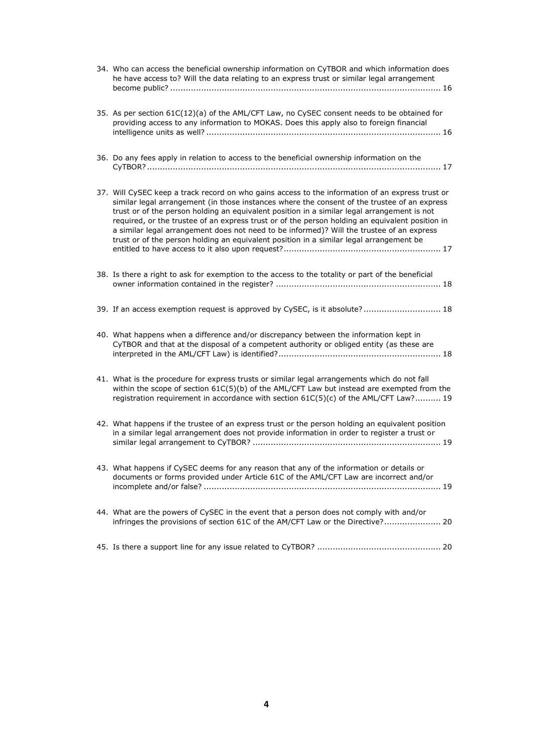34. Who can access the beneficial ownership information on CyTBOR and which information does he have access to? Will the data relating to an express trust or similar legal arrangement become public? ........................................................................................................ 16

35. As per section 61C(12)(a) of the AML/CFT Law, no CySEC consent needs to be obtained for providing access to any information to MOKAS. Does this apply also to foreign financial intelligence units as well? .......................................................................................... 16

36. Do any fees apply in relation to access to the beneficial ownership information on the CyTBOR? ................................................................................................................ 17

37. Will CySEC keep a track record on who gains access to the information of an express trust or similar legal arrangement (in those instances where the consent of the trustee of an express trust or of the person holding an equivalent position in a similar legal arrangement is not required, or the trustee of an express trust or of the person holding an equivalent position in a similar legal arrangement does not need to be informed)? Will the trustee of an express trust or of the person holding an equivalent position in a similar legal arrangement be entitled to have access to it also upon request?............................................................ 17

38. Is there a right to ask for exemption to the access to the totality or part of the beneficial owner information contained in the register? ................................................................ 18

39. If an access exemption request is approved by CySEC, is it absolute? ............................. 18

40. What happens when a difference and/or discrepancy between the information kept in CyTBOR and that at the disposal of a competent authority or obliged entity (as these are interpreted in the AML/CFT Law) is identified?.............................................................. 18

41. What is the procedure for express trusts or similar legal arrangements which do not fall within the scope of section 61C(5)(b) of the AML/CFT Law but instead are exempted from the registration requirement in accordance with section 61C(5)(c) of the AML/CFT Law?.......... 19

42. What happens if the trustee of an express trust or the person holding an equivalent position in a similar legal arrangement does not provide information in order to register a trust or similar legal arrangement to CyTBOR? ........................................................................ 19

43. What happens if CySEC deems for any reason that any of the information or details or documents or forms provided under Article 61C of the AML/CFT Law are incorrect and/or incomplete and/or false? ........................................................................................... 19

44. What are the powers of CySEC in the event that a person does not comply with and/or infringes the provisions of section 61C of the AM/CFT Law or the Directive?...................... 20

45. Is there a support line for any issue related to CyTBOR? ................................................ 20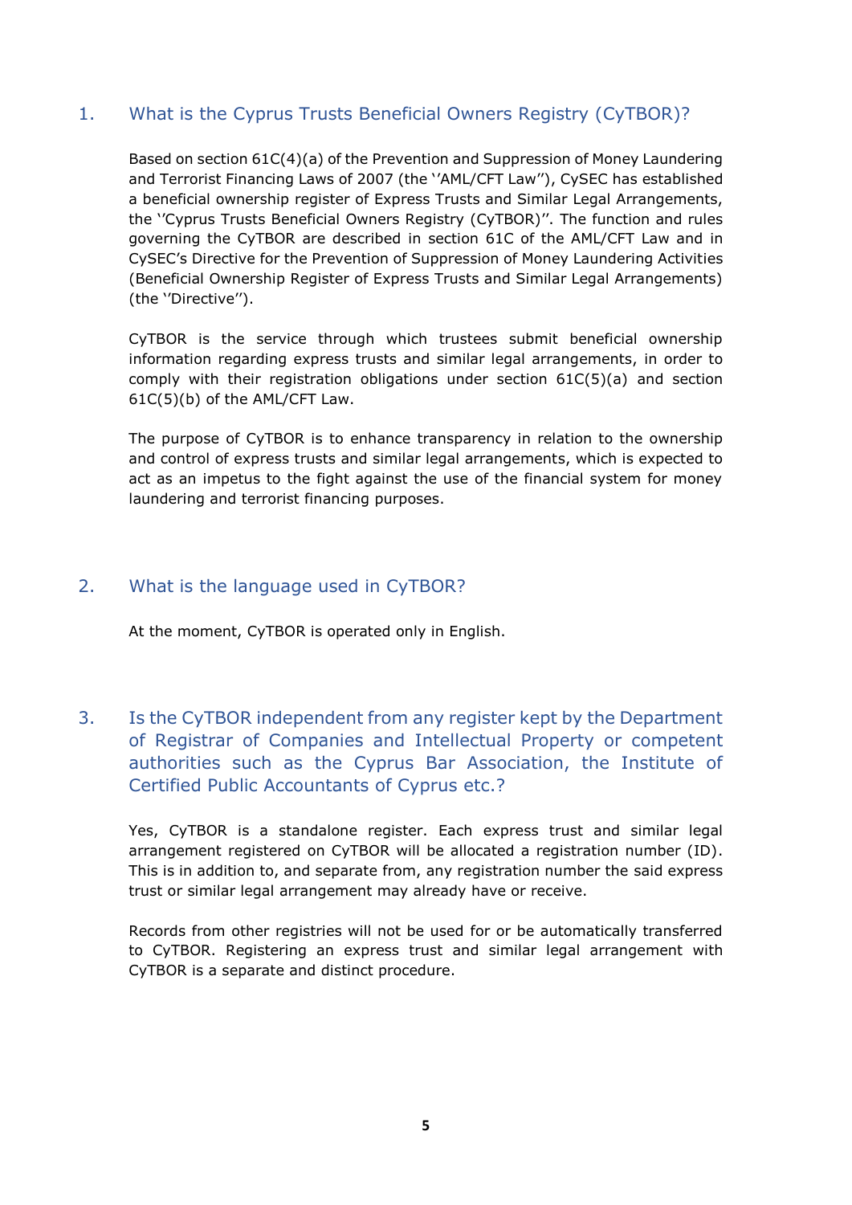## 1. What is the Cyprus Trusts Beneficial Owners Registry (CyTBOR)?

Based on section 61C(4)(a) of the Prevention and Suppression of Money Laundering and Terrorist Financing Laws of 2007 (the ''AML/CFT Law''), CySEC has established a beneficial ownership register of Express Trusts and Similar Legal Arrangements, the ''Cyprus Trusts Beneficial Owners Registry (CyTBOR)''. The function and rules governing the CyTBOR are described in section 61C of the AML/CFT Law and in CySEC's Directive for the Prevention of Suppression of Money Laundering Activities (Beneficial Ownership Register of Express Trusts and Similar Legal Arrangements) (the ''Directive'').

CyTBOR is the service through which trustees submit beneficial ownership information regarding express trusts and similar legal arrangements, in order to comply with their registration obligations under section 61C(5)(a) and section 61C(5)(b) of the AML/CFT Law.

The purpose of CyTBOR is to enhance transparency in relation to the ownership and control of express trusts and similar legal arrangements, which is expected to act as an impetus to the fight against the use of the financial system for money laundering and terrorist financing purposes.

## 2. What is the language used in CyTBOR?

At the moment, CyTBOR is operated only in English.

## 3. Is the CyTBOR independent from any register kept by the Department of Registrar of Companies and Intellectual Property or competent authorities such as the Cyprus Bar Association, the Institute of Certified Public Accountants of Cyprus etc.?

Yes, CyTBOR is a standalone register. Each express trust and similar legal arrangement registered on CyTBOR will be allocated a registration number (ID). This is in addition to, and separate from, any registration number the said express trust or similar legal arrangement may already have or receive.

Records from other registries will not be used for or be automatically transferred to CyTBOR. Registering an express trust and similar legal arrangement with CyTBOR is a separate and distinct procedure.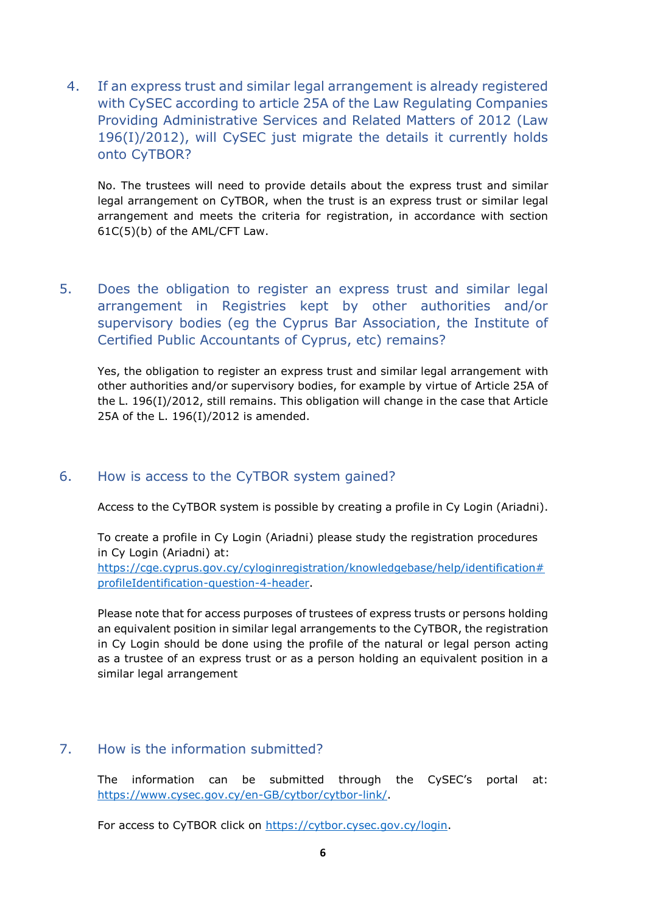## 4. If an express trust and similar legal arrangement is already registered with CySEC according to article 25A of the Law Regulating Companies Providing Administrative Services and Related Matters of 2012 (Law 196(I)/2012), will CySEC just migrate the details it currently holds onto CyTBOR?

No. The trustees will need to provide details about the express trust and similar legal arrangement on CyTBOR, when the trust is an express trust or similar legal arrangement and meets the criteria for registration, in accordance with section 61C(5)(b) of the AML/CFT Law.

## 5. Does the obligation to register an express trust and similar legal arrangement in Registries kept by other authorities and/or supervisory bodies (eg the Cyprus Bar Association, the Institute of Certified Public Accountants of Cyprus, etc) remains?

Yes, the obligation to register an express trust and similar legal arrangement with other authorities and/or supervisory bodies, for example by virtue of Article 25A of the L. 196(I)/2012, still remains. This obligation will change in the case that Article 25A of the L. 196(I)/2012 is amended.

## 6. How is access to the CyTBOR system gained?

Access to the CyTBOR system is possible by creating a profile in Cy Login (Ariadni).

To create a profile in Cy Login (Ariadni) please study the registration procedures in Cy Login (Ariadni) at: [https://cge.cyprus.gov.cy/cyloginregistration/knowledgebase/help/identification#profileIdentification-question-4-header](https://cge.cyprus.gov.cy/cyloginregistration/knowledgebase/help/identification#profileIdentification-question-4-header).

Please note that for access purposes of trustees of express trusts or persons holding an equivalent position in similar legal arrangements to the CyTBOR, the registration in Cy Login should be done using the profile of the natural or legal person acting as a trustee of an express trust or as a person holding an equivalent position in a similar legal arrangement

## 7. How is the information submitted?

The information can be submitted through the CySEC's portal at: [https://www.cysec.gov.cy/en-GB/cytbor/cytbor-link/](https://www.cysec.gov.cy/en-GB/cytbor/cytbor-link/).

For access to CyTBOR click on [https://cytbor.cysec.gov.cy/login](https://cytbor.cysec.gov.cy/login).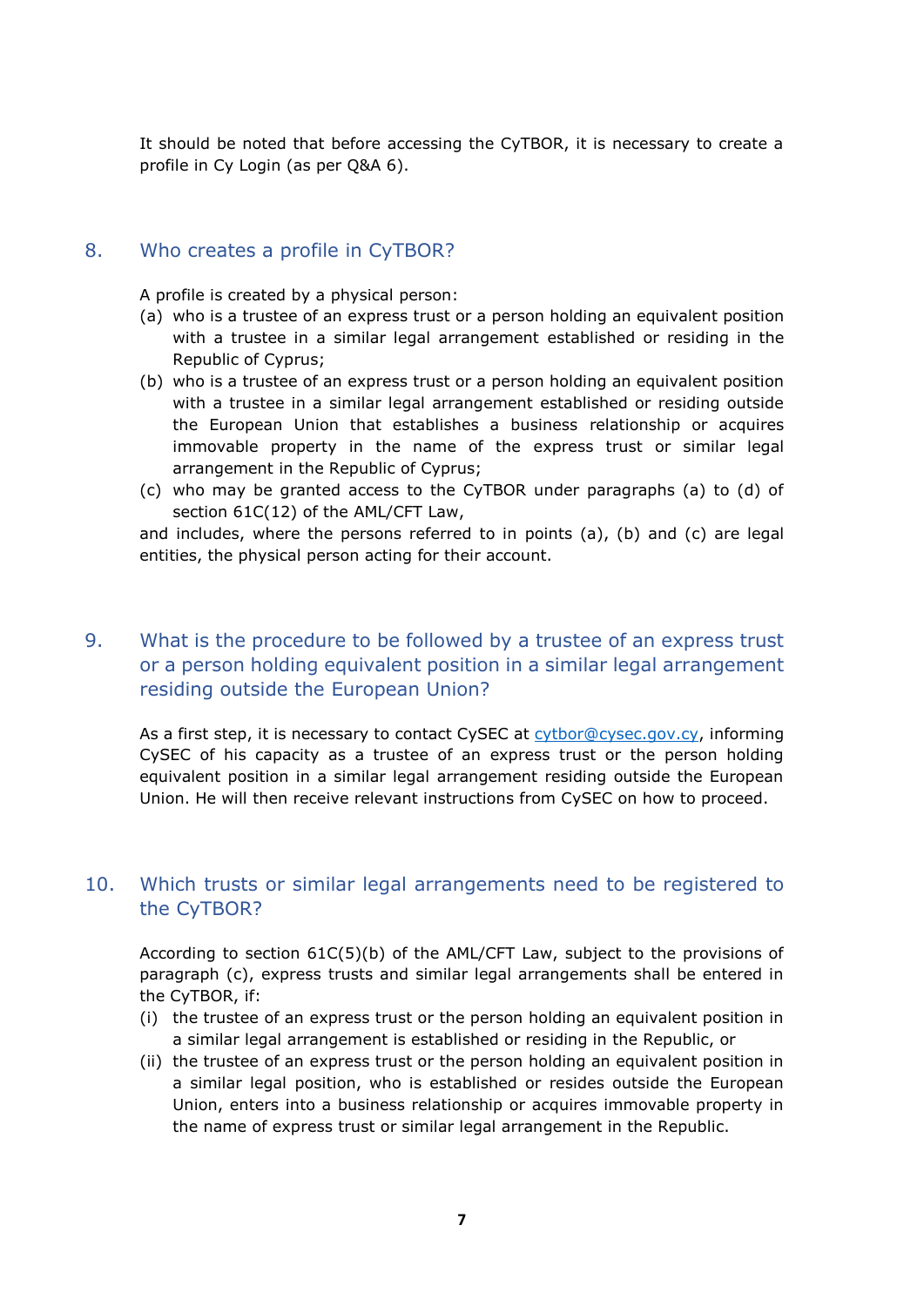It should be noted that before accessing the CyTBOR, it is necessary to create a profile in Cy Login (as per Q&A 6).

## 8. Who creates a profile in CyTBOR?

A profile is created by a physical person:

(a) who is a trustee of an express trust or a person holding an equivalent position with a trustee in a similar legal arrangement established or residing in the Republic of Cyprus;

(b) who is a trustee of an express trust or a person holding an equivalent position with a trustee in a similar legal arrangement established or residing outside the European Union that establishes a business relationship or acquires immovable property in the name of the express trust or similar legal arrangement in the Republic of Cyprus;

(c) who may be granted access to the CyTBOR under paragraphs (a) to (d) of section 61C(12) of the AML/CFT Law,

and includes, where the persons referred to in points (a), (b) and (c) are legal entities, the physical person acting for their account.

## 9. What is the procedure to be followed by a trustee of an express trust or a person holding equivalent position in a similar legal arrangement residing outside the European Union?

As a first step, it is necessary to contact CySEC at [cytbor@cysec.gov.cy](mailto:cytbor@cysec.gov.cy), informing CySEC of his capacity as a trustee of an express trust or the person holding equivalent position in a similar legal arrangement residing outside the European Union. He will then receive relevant instructions from CySEC on how to proceed.

## 10. Which trusts or similar legal arrangements need to be registered to the CyTBOR?

According to section 61C(5)(b) of the AML/CFT Law, subject to the provisions of paragraph (c), express trusts and similar legal arrangements shall be entered in the CyTBOR, if:

(i) the trustee of an express trust or the person holding an equivalent position in a similar legal arrangement is established or residing in the Republic, or

(ii) the trustee of an express trust or the person holding an equivalent position in a similar legal position, who is established or resides outside the European Union, enters into a business relationship or acquires immovable property in the name of express trust or similar legal arrangement in the Republic.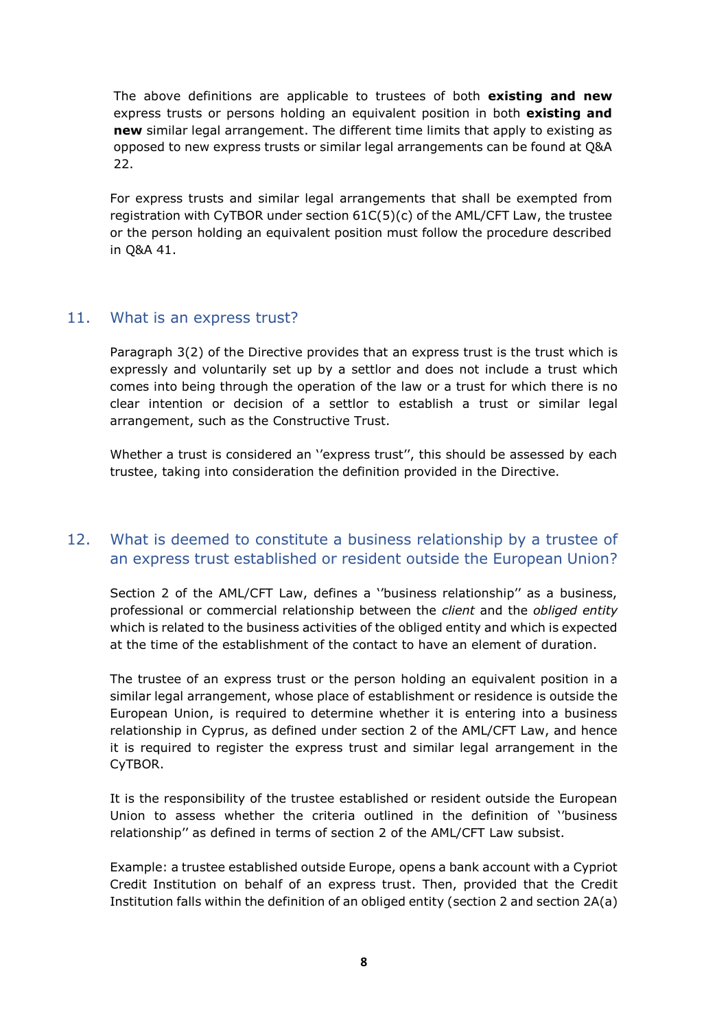The above definitions are applicable to trustees of both **existing and new** express trusts or persons holding an equivalent position in both **existing and new** similar legal arrangement. The different time limits that apply to existing as opposed to new express trusts or similar legal arrangements can be found at Q&A 22.

For express trusts and similar legal arrangements that shall be exempted from registration with CyTBOR under section 61C(5)(c) of the AML/CFT Law, the trustee or the person holding an equivalent position must follow the procedure described in Q&A 41.

## 11. What is an express trust?

Paragraph 3(2) of the Directive provides that an express trust is the trust which is expressly and voluntarily set up by a settlor and does not include a trust which comes into being through the operation of the law or a trust for which there is no clear intention or decision of a settlor to establish a trust or similar legal arrangement, such as the Constructive Trust.

Whether a trust is considered an ''express trust'', this should be assessed by each trustee, taking into consideration the definition provided in the Directive.

## 12. What is deemed to constitute a business relationship by a trustee of an express trust established or resident outside the European Union?

Section 2 of the AML/CFT Law, defines a ''business relationship'' as a business, professional or commercial relationship between the *client* and the *obliged entity* which is related to the business activities of the obliged entity and which is expected at the time of the establishment of the contact to have an element of duration.

The trustee of an express trust or the person holding an equivalent position in a similar legal arrangement, whose place of establishment or residence is outside the European Union, is required to determine whether it is entering into a business relationship in Cyprus, as defined under section 2 of the AML/CFT Law, and hence it is required to register the express trust and similar legal arrangement in the CyTBOR.

It is the responsibility of the trustee established or resident outside the European Union to assess whether the criteria outlined in the definition of ''business relationship'' as defined in terms of section 2 of the AML/CFT Law subsist.

Example: a trustee established outside Europe, opens a bank account with a Cypriot Credit Institution on behalf of an express trust. Then, provided that the Credit Institution falls within the definition of an obliged entity (section 2 and section 2A(a)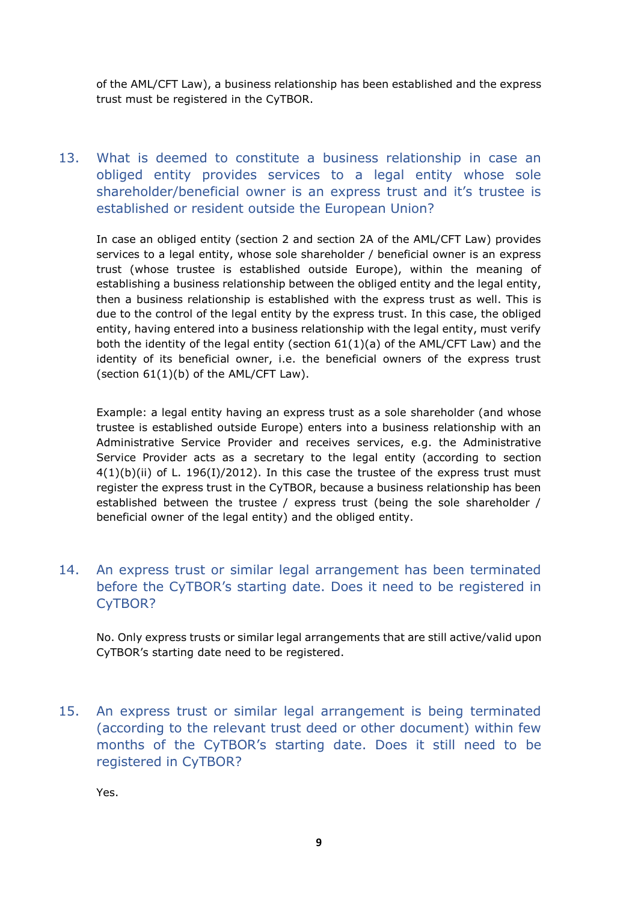of the AML/CFT Law), a business relationship has been established and the express trust must be registered in the CyTBOR.

## 13. What is deemed to constitute a business relationship in case an obliged entity provides services to a legal entity whose sole shareholder/beneficial owner is an express trust and it's trustee is established or resident outside the European Union?

In case an obliged entity (section 2 and section 2A of the AML/CFT Law) provides services to a legal entity, whose sole shareholder / beneficial owner is an express trust (whose trustee is established outside Europe), within the meaning of establishing a business relationship between the obliged entity and the legal entity, then a business relationship is established with the express trust as well. This is due to the control of the legal entity by the express trust. In this case, the obliged entity, having entered into a business relationship with the legal entity, must verify both the identity of the legal entity (section 61(1)(a) of the AML/CFT Law) and the identity of its beneficial owner, i.e. the beneficial owners of the express trust (section 61(1)(b) of the AML/CFT Law).

Example: a legal entity having an express trust as a sole shareholder (and whose trustee is established outside Europe) enters into a business relationship with an Administrative Service Provider and receives services, e.g. the Administrative Service Provider acts as a secretary to the legal entity (according to section 4(1)(b)(ii) of L. 196(I)/2012). In this case the trustee of the express trust must register the express trust in the CyTBOR, because a business relationship has been established between the trustee / express trust (being the sole shareholder / beneficial owner of the legal entity) and the obliged entity.

## 14. An express trust or similar legal arrangement has been terminated before the CyTBOR's starting date. Does it need to be registered in CyTBOR?

No. Only express trusts or similar legal arrangements that are still active/valid upon CyTBOR's starting date need to be registered.

## 15. An express trust or similar legal arrangement is being terminated (according to the relevant trust deed or other document) within few months of the CyTBOR's starting date. Does it still need to be registered in CyTBOR?

Yes.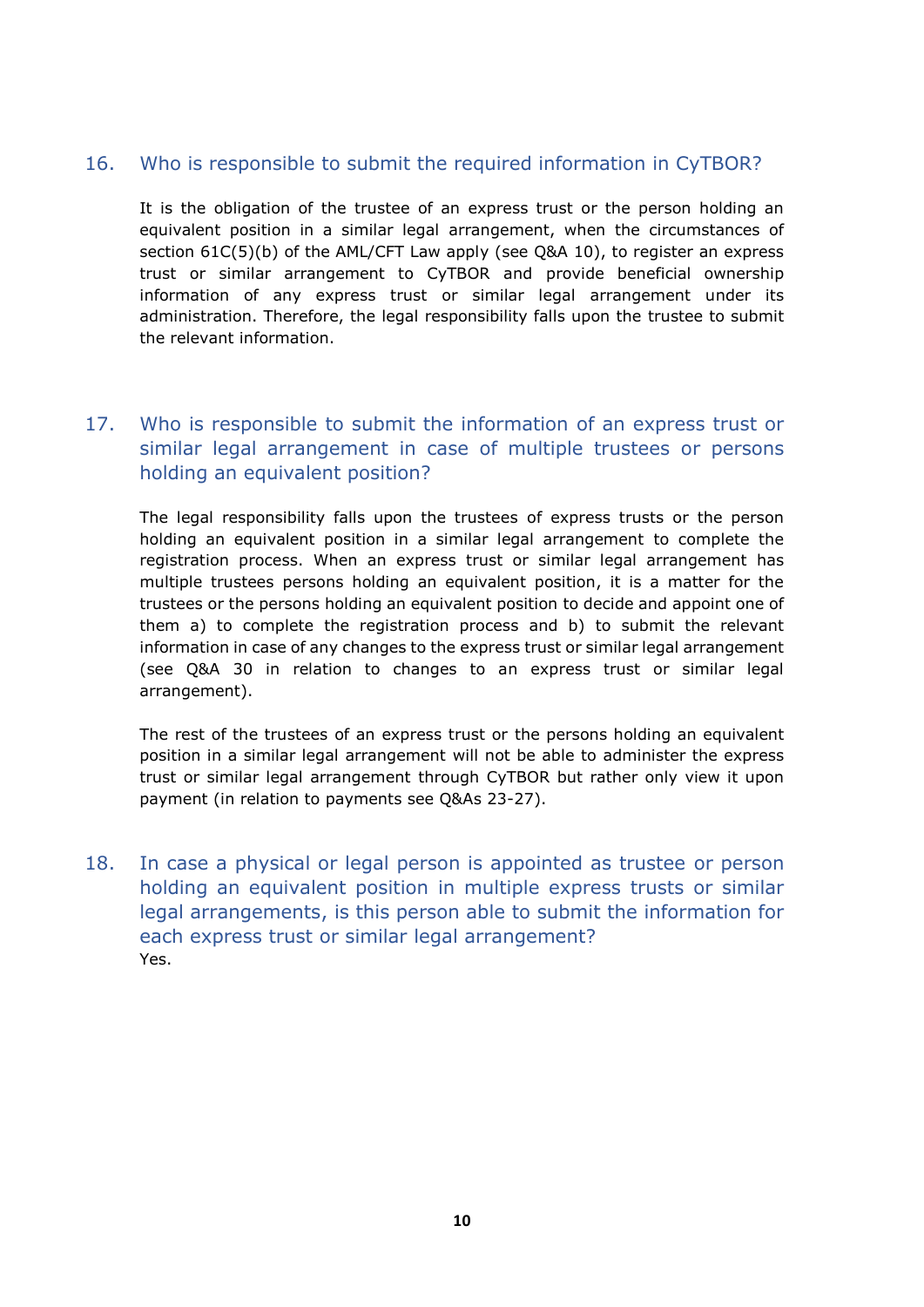## 16. Who is responsible to submit the required information in CyTBOR?

It is the obligation of the trustee of an express trust or the person holding an equivalent position in a similar legal arrangement, when the circumstances of section 61C(5)(b) of the AML/CFT Law apply (see Q&A 10), to register an express trust or similar arrangement to CyTBOR and provide beneficial ownership information of any express trust or similar legal arrangement under its administration. Therefore, the legal responsibility falls upon the trustee to submit the relevant information.

## 17. Who is responsible to submit the information of an express trust or similar legal arrangement in case of multiple trustees or persons holding an equivalent position?

The legal responsibility falls upon the trustees of express trusts or the person holding an equivalent position in a similar legal arrangement to complete the registration process. When an express trust or similar legal arrangement has multiple trustees persons holding an equivalent position, it is a matter for the trustees or the persons holding an equivalent position to decide and appoint one of them a) to complete the registration process and b) to submit the relevant information in case of any changes to the express trust or similar legal arrangement (see Q&A 30 in relation to changes to an express trust or similar legal arrangement).

The rest of the trustees of an express trust or the persons holding an equivalent position in a similar legal arrangement will not be able to administer the express trust or similar legal arrangement through CyTBOR but rather only view it upon payment (in relation to payments see Q&As 23-27).

## 18. In case a physical or legal person is appointed as trustee or person holding an equivalent position in multiple express trusts or similar legal arrangements, is this person able to submit the information for each express trust or similar legal arrangement?

Yes.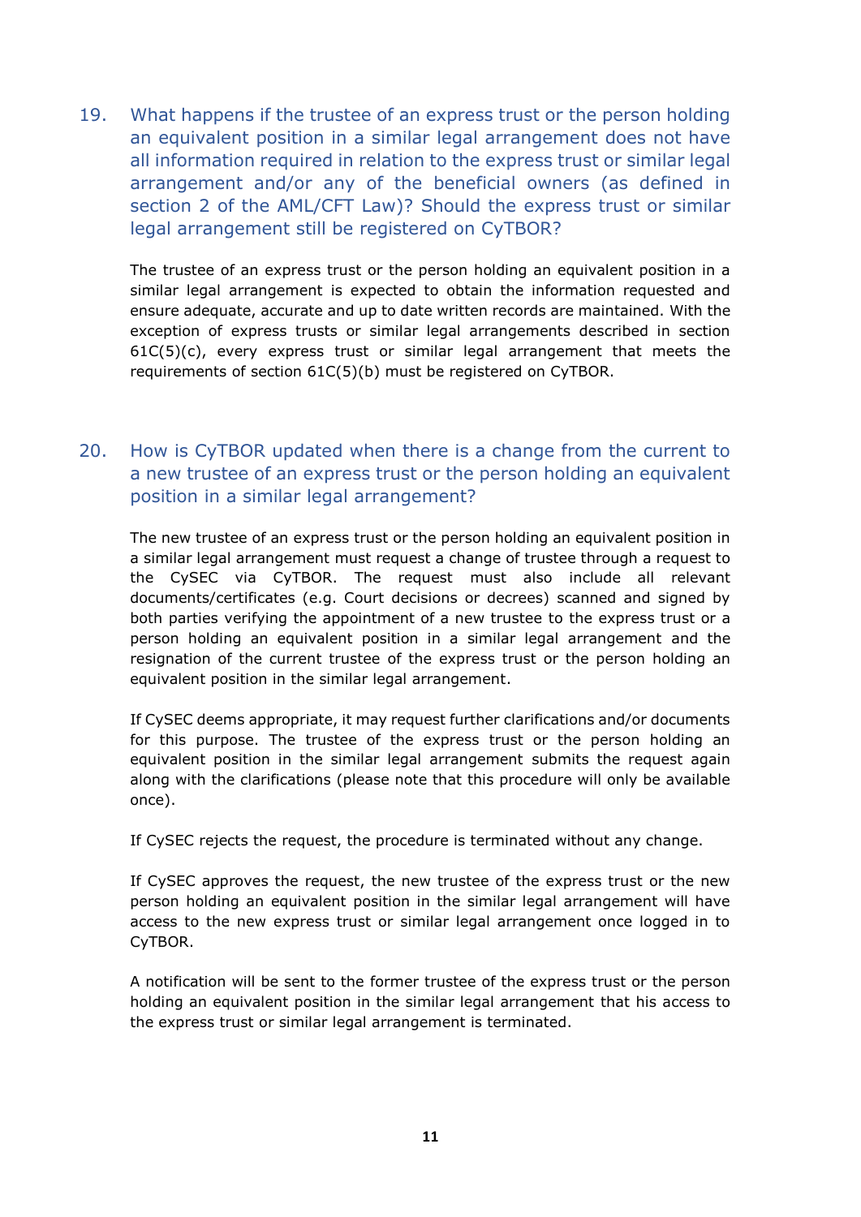## 19. What happens if the trustee of an express trust or the person holding an equivalent position in a similar legal arrangement does not have all information required in relation to the express trust or similar legal arrangement and/or any of the beneficial owners (as defined in section 2 of the AML/CFT Law)? Should the express trust or similar legal arrangement still be registered on CyTBOR?

The trustee of an express trust or the person holding an equivalent position in a similar legal arrangement is expected to obtain the information requested and ensure adequate, accurate and up to date written records are maintained. With the exception of express trusts or similar legal arrangements described in section 61C(5)(c), every express trust or similar legal arrangement that meets the requirements of section 61C(5)(b) must be registered on CyTBOR.

## 20. How is CyTBOR updated when there is a change from the current to a new trustee of an express trust or the person holding an equivalent position in a similar legal arrangement?

The new trustee of an express trust or the person holding an equivalent position in a similar legal arrangement must request a change of trustee through a request to the CySEC via CyTBOR. The request must also include all relevant documents/certificates (e.g. Court decisions or decrees) scanned and signed by both parties verifying the appointment of a new trustee to the express trust or a person holding an equivalent position in a similar legal arrangement and the resignation of the current trustee of the express trust or the person holding an equivalent position in the similar legal arrangement.

If CySEC deems appropriate, it may request further clarifications and/or documents for this purpose. The trustee of the express trust or the person holding an equivalent position in the similar legal arrangement submits the request again along with the clarifications (please note that this procedure will only be available once).

If CySEC rejects the request, the procedure is terminated without any change.

If CySEC approves the request, the new trustee of the express trust or the new person holding an equivalent position in the similar legal arrangement will have access to the new express trust or similar legal arrangement once logged in to CyTBOR.

A notification will be sent to the former trustee of the express trust or the person holding an equivalent position in the similar legal arrangement that his access to the express trust or similar legal arrangement is terminated.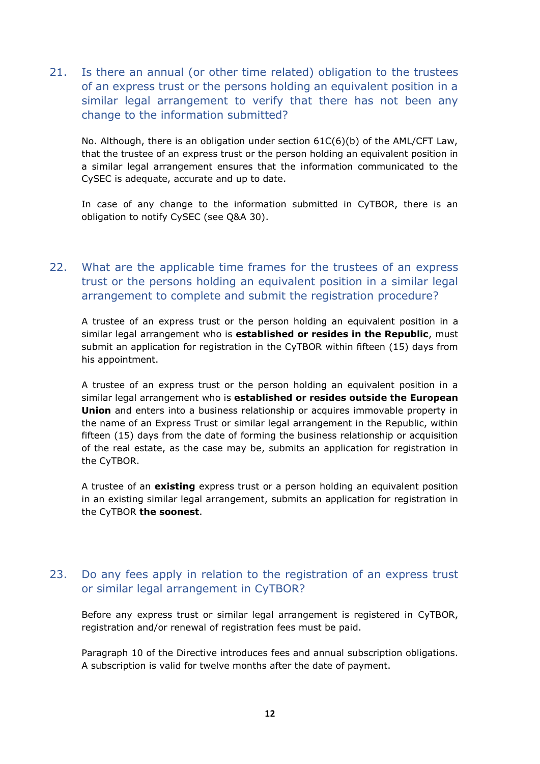## 21. Is there an annual (or other time related) obligation to the trustees of an express trust or the persons holding an equivalent position in a similar legal arrangement to verify that there has not been any change to the information submitted?

No. Although, there is an obligation under section 61C(6)(b) of the AML/CFT Law, that the trustee of an express trust or the person holding an equivalent position in a similar legal arrangement ensures that the information communicated to the CySEC is adequate, accurate and up to date.

In case of any change to the information submitted in CyTBOR, there is an obligation to notify CySEC (see Q&A 30).

## 22. What are the applicable time frames for the trustees of an express trust or the persons holding an equivalent position in a similar legal arrangement to complete and submit the registration procedure?

A trustee of an express trust or the person holding an equivalent position in a similar legal arrangement who is **established or resides in the Republic**, must submit an application for registration in the CyTBOR within fifteen (15) days from his appointment.

A trustee of an express trust or the person holding an equivalent position in a similar legal arrangement who is **established or resides outside the European Union** and enters into a business relationship or acquires immovable property in the name of an Express Trust or similar legal arrangement in the Republic, within fifteen (15) days from the date of forming the business relationship or acquisition of the real estate, as the case may be, submits an application for registration in the CyTBOR.

A trustee of an **existing** express trust or a person holding an equivalent position in an existing similar legal arrangement, submits an application for registration in the CyTBOR **the soonest**.

## 23. Do any fees apply in relation to the registration of an express trust or similar legal arrangement in CyTBOR?

Before any express trust or similar legal arrangement is registered in CyTBOR, registration and/or renewal of registration fees must be paid.

Paragraph 10 of the Directive introduces fees and annual subscription obligations. A subscription is valid for twelve months after the date of payment.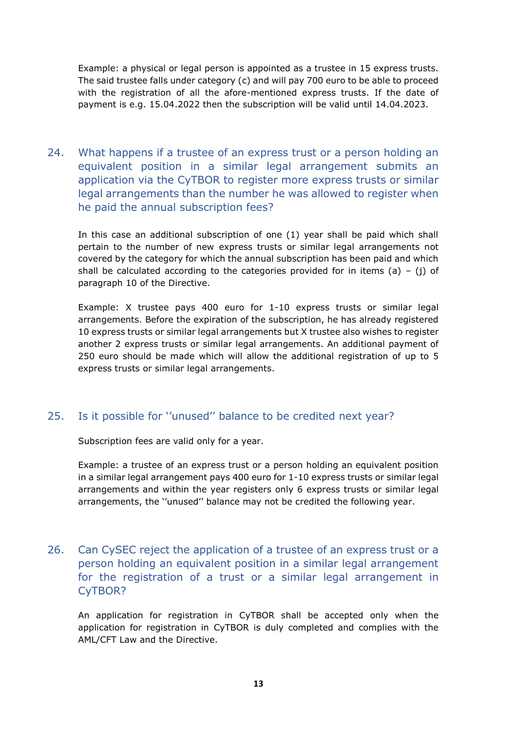Example: a physical or legal person is appointed as a trustee in 15 express trusts. The said trustee falls under category (c) and will pay 700 euro to be able to proceed with the registration of all the afore-mentioned express trusts. If the date of payment is e.g. 15.04.2022 then the subscription will be valid until 14.04.2023.

## 24. What happens if a trustee of an express trust or a person holding an equivalent position in a similar legal arrangement submits an application via the CyTBOR to register more express trusts or similar legal arrangements than the number he was allowed to register when he paid the annual subscription fees?

In this case an additional subscription of one (1) year shall be paid which shall pertain to the number of new express trusts or similar legal arrangements not covered by the category for which the annual subscription has been paid and which shall be calculated according to the categories provided for in items (a) – (j) of paragraph 10 of the Directive.

Example: X trustee pays 400 euro for 1-10 express trusts or similar legal arrangements. Before the expiration of the subscription, he has already registered 10 express trusts or similar legal arrangements but X trustee also wishes to register another 2 express trusts or similar legal arrangements. An additional payment of 250 euro should be made which will allow the additional registration of up to 5 express trusts or similar legal arrangements.

## 25. Is it possible for ''unused'' balance to be credited next year?

Subscription fees are valid only for a year.

Example: a trustee of an express trust or a person holding an equivalent position in a similar legal arrangement pays 400 euro for 1-10 express trusts or similar legal arrangements and within the year registers only 6 express trusts or similar legal arrangements, the ''unused'' balance may not be credited the following year.

## 26. Can CySEC reject the application of a trustee of an express trust or a person holding an equivalent position in a similar legal arrangement for the registration of a trust or a similar legal arrangement in CyTBOR?

An application for registration in CyTBOR shall be accepted only when the application for registration in CyTBOR is duly completed and complies with the AML/CFT Law and the Directive.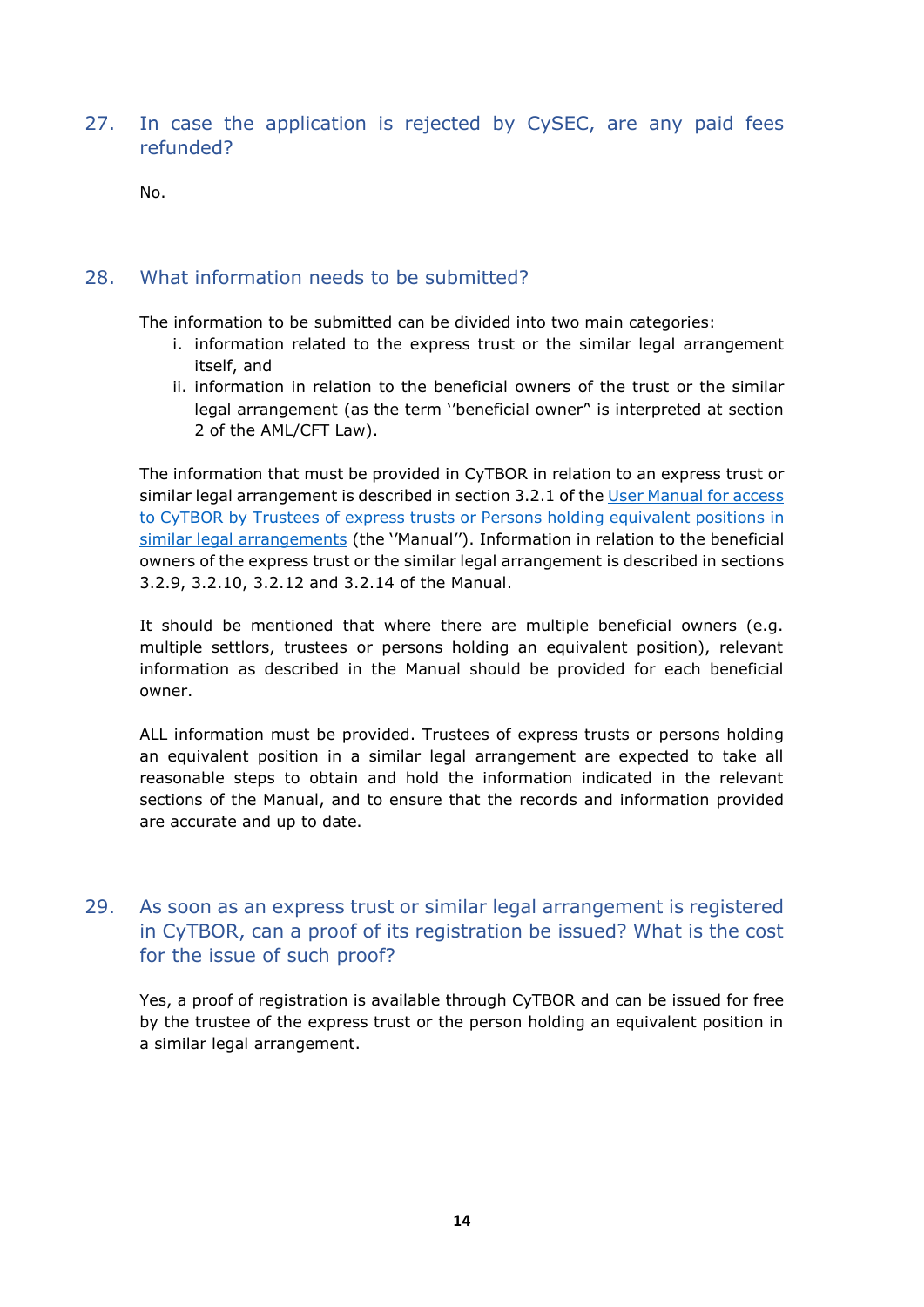## 27. In case the application is rejected by CySEC, are any paid fees refunded?

No.

## 28. What information needs to be submitted?

The information to be submitted can be divided into two main categories:

i. information related to the express trust or the similar legal arrangement itself, and
ii. information in relation to the beneficial owners of the trust or the similar legal arrangement (as the term ''beneficial owner^ is interpreted at section 2 of the AML/CFT Law).

The information that must be provided in CyTBOR in relation to an express trust or similar legal arrangement is described in section 3.2.1 of the User Manual for access to CyTBOR by Trustees of express trusts or Persons holding equivalent positions in similar legal arrangements (the ''Manual''). Information in relation to the beneficial owners of the express trust or the similar legal arrangement is described in sections 3.2.9, 3.2.10, 3.2.12 and 3.2.14 of the Manual.

It should be mentioned that where there are multiple beneficial owners (e.g. multiple settlors, trustees or persons holding an equivalent position), relevant information as described in the Manual should be provided for each beneficial owner.

ALL information must be provided. Trustees of express trusts or persons holding an equivalent position in a similar legal arrangement are expected to take all reasonable steps to obtain and hold the information indicated in the relevant sections of the Manual, and to ensure that the records and information provided are accurate and up to date.

## 29. As soon as an express trust or similar legal arrangement is registered in CyTBOR, can a proof of its registration be issued? What is the cost for the issue of such proof?

Yes, a proof of registration is available through CyTBOR and can be issued for free by the trustee of the express trust or the person holding an equivalent position in a similar legal arrangement.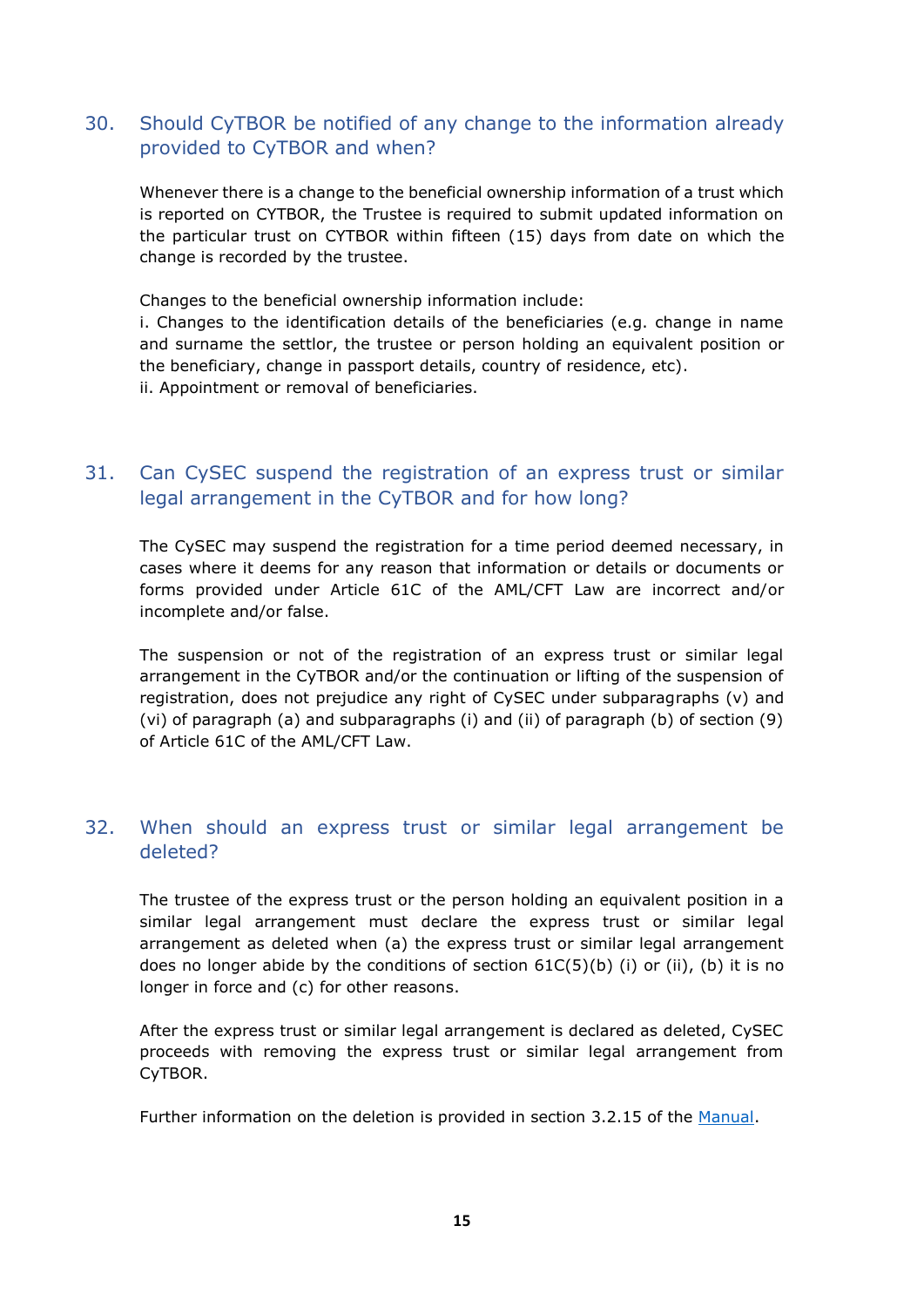## 30. Should CyTBOR be notified of any change to the information already provided to CyTBOR and when?

Whenever there is a change to the beneficial ownership information of a trust which is reported on CYTBOR, the Trustee is required to submit updated information on the particular trust on CYTBOR within fifteen (15) days from date on which the change is recorded by the trustee.

Changes to the beneficial ownership information include:
i. Changes to the identification details of the beneficiaries (e.g. change in name and surname the settlor, the trustee or person holding an equivalent position or the beneficiary, change in passport details, country of residence, etc).
ii. Appointment or removal of beneficiaries.

## 31. Can CySEC suspend the registration of an express trust or similar legal arrangement in the CyTBOR and for how long?

The CySEC may suspend the registration for a time period deemed necessary, in cases where it deems for any reason that information or details or documents or forms provided under Article 61C of the AML/CFT Law are incorrect and/or incomplete and/or false.

The suspension or not of the registration of an express trust or similar legal arrangement in the CyTBOR and/or the continuation or lifting of the suspension of registration, does not prejudice any right of CySEC under subparagraphs (v) and (vi) of paragraph (a) and subparagraphs (i) and (ii) of paragraph (b) of section (9) of Article 61C of the AML/CFT Law.

## 32. When should an express trust or similar legal arrangement be deleted?

The trustee of the express trust or the person holding an equivalent position in a similar legal arrangement must declare the express trust or similar legal arrangement as deleted when (a) the express trust or similar legal arrangement does no longer abide by the conditions of section 61C(5)(b) (i) or (ii), (b) it is no longer in force and (c) for other reasons.

After the express trust or similar legal arrangement is declared as deleted, CySEC proceeds with removing the express trust or similar legal arrangement from CyTBOR.

Further information on the deletion is provided in section 3.2.15 of the Manual.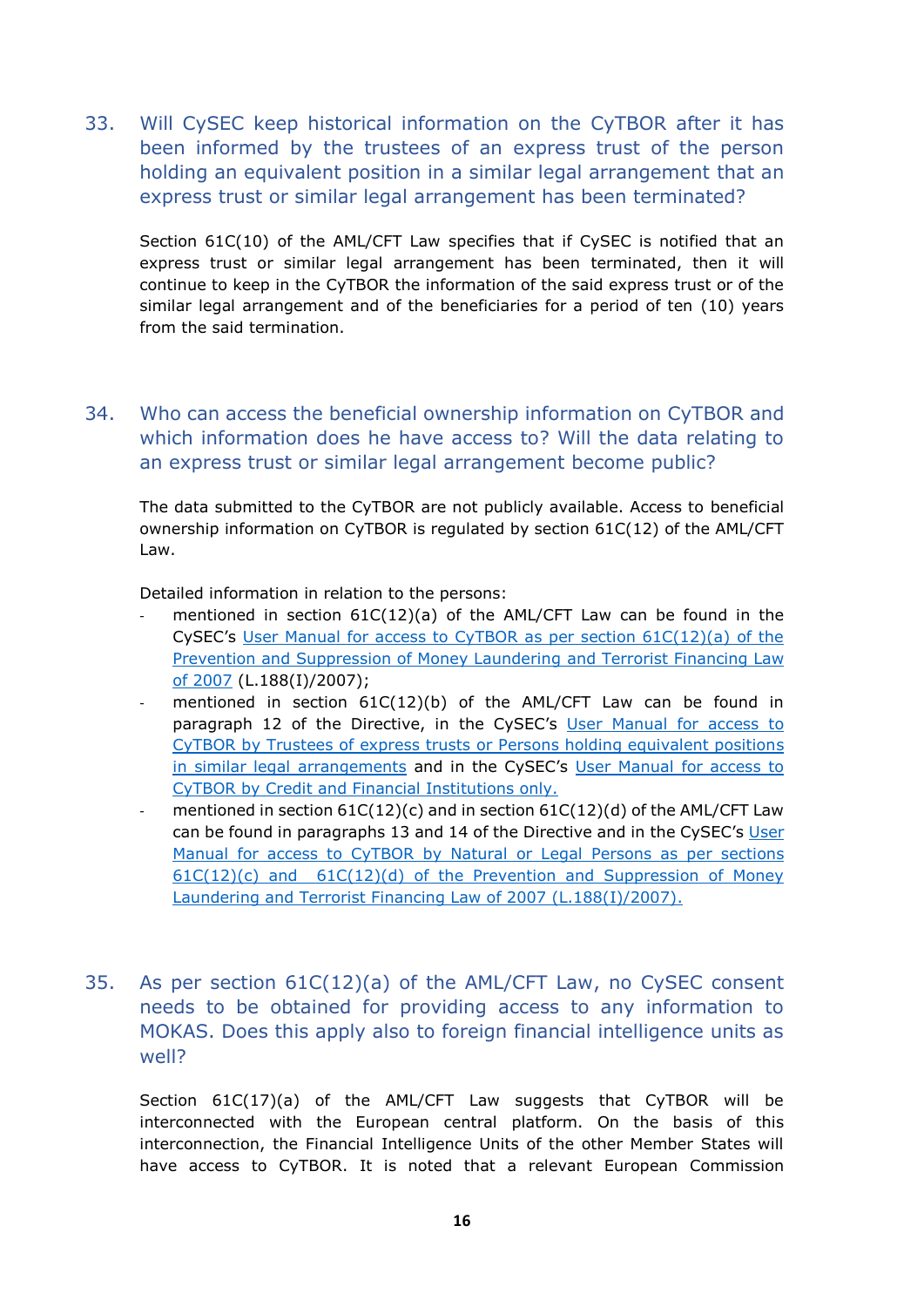## 33. Will CySEC keep historical information on the CyTBOR after it has been informed by the trustees of an express trust of the person holding an equivalent position in a similar legal arrangement that an express trust or similar legal arrangement has been terminated?

Section 61C(10) of the AML/CFT Law specifies that if CySEC is notified that an express trust or similar legal arrangement has been terminated, then it will continue to keep in the CyTBOR the information of the said express trust or of the similar legal arrangement and of the beneficiaries for a period of ten (10) years from the said termination.

## 34. Who can access the beneficial ownership information on CyTBOR and which information does he have access to? Will the data relating to an express trust or similar legal arrangement become public?

The data submitted to the CyTBOR are not publicly available. Access to beneficial ownership information on CyTBOR is regulated by section 61C(12) of the AML/CFT Law.

Detailed information in relation to the persons:

- mentioned in section 61C(12)(a) of the AML/CFT Law can be found in the CySEC's User Manual for access to CyTBOR as per section 61C(12)(a) of the Prevention and Suppression of Money Laundering and Terrorist Financing Law of 2007 (L.188(I)/2007);
- mentioned in section 61C(12)(b) of the AML/CFT Law can be found in paragraph 12 of the Directive, in the CySEC's User Manual for access to CyTBOR by Trustees of express trusts or Persons holding equivalent positions in similar legal arrangements and in the CySEC's User Manual for access to CyTBOR by Credit and Financial Institutions only.
- mentioned in section 61C(12)(c) and in section 61C(12)(d) of the AML/CFT Law can be found in paragraphs 13 and 14 of the Directive and in the CySEC's User Manual for access to CyTBOR by Natural or Legal Persons as per sections 61C(12)(c) and 61C(12)(d) of the Prevention and Suppression of Money Laundering and Terrorist Financing Law of 2007 (L.188(I)/2007).

## 35. As per section 61C(12)(a) of the AML/CFT Law, no CySEC consent needs to be obtained for providing access to any information to MOKAS. Does this apply also to foreign financial intelligence units as well?

Section 61C(17)(a) of the AML/CFT Law suggests that CyTBOR will be interconnected with the European central platform. On the basis of this interconnection, the Financial Intelligence Units of the other Member States will have access to CyTBOR. It is noted that a relevant European Commission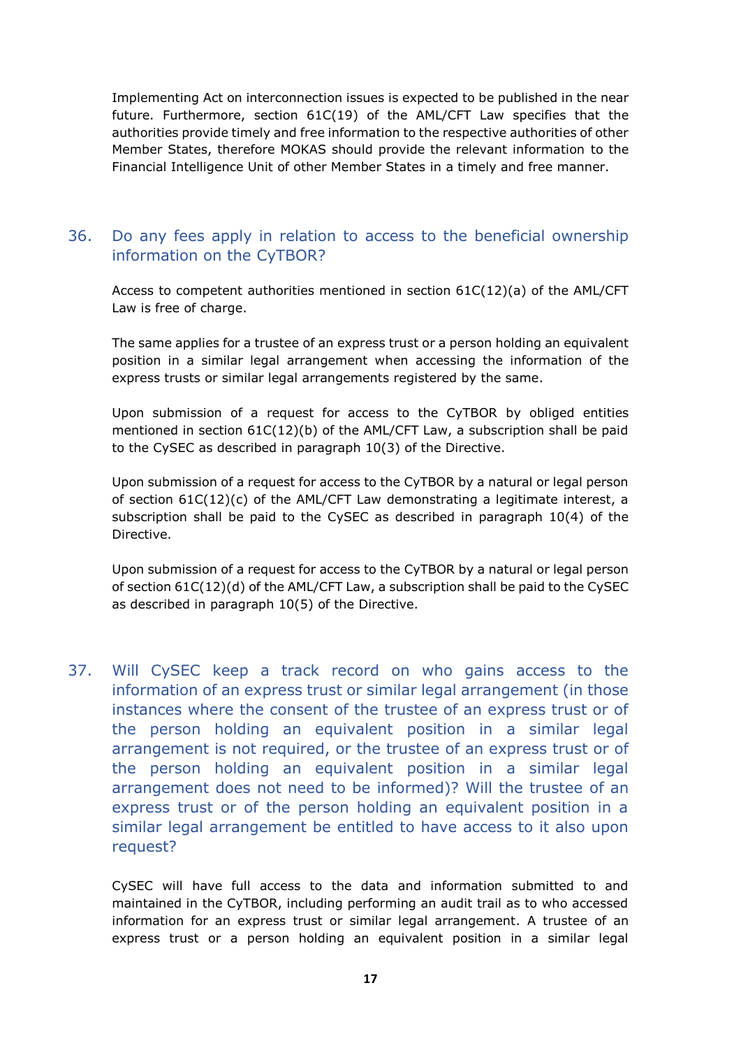Implementing Act on interconnection issues is expected to be published in the near future. Furthermore, section 61C(19) of the AML/CFT Law specifies that the authorities provide timely and free information to the respective authorities of other Member States, therefore MOKAS should provide the relevant information to the Financial Intelligence Unit of other Member States in a timely and free manner.

## 36. Do any fees apply in relation to access to the beneficial ownership information on the CyTBOR?

Access to competent authorities mentioned in section 61C(12)(a) of the AML/CFT Law is free of charge.

The same applies for a trustee of an express trust or a person holding an equivalent position in a similar legal arrangement when accessing the information of the express trusts or similar legal arrangements registered by the same.

Upon submission of a request for access to the CyTBOR by obliged entities mentioned in section 61C(12)(b) of the AML/CFT Law, a subscription shall be paid to the CySEC as described in paragraph 10(3) of the Directive.

Upon submission of a request for access to the CyTBOR by a natural or legal person of section 61C(12)(c) of the AML/CFT Law demonstrating a legitimate interest, a subscription shall be paid to the CySEC as described in paragraph 10(4) of the Directive.

Upon submission of a request for access to the CyTBOR by a natural or legal person of section 61C(12)(d) of the AML/CFT Law, a subscription shall be paid to the CySEC as described in paragraph 10(5) of the Directive.

## 37. Will CySEC keep a track record on who gains access to the information of an express trust or similar legal arrangement (in those instances where the consent of the trustee of an express trust or of the person holding an equivalent position in a similar legal arrangement is not required, or the trustee of an express trust or of the person holding an equivalent position in a similar legal arrangement does not need to be informed)? Will the trustee of an express trust or of the person holding an equivalent position in a similar legal arrangement be entitled to have access to it also upon request?

CySEC will have full access to the data and information submitted to and maintained in the CyTBOR, including performing an audit trail as to who accessed information for an express trust or similar legal arrangement. A trustee of an express trust or a person holding an equivalent position in a similar legal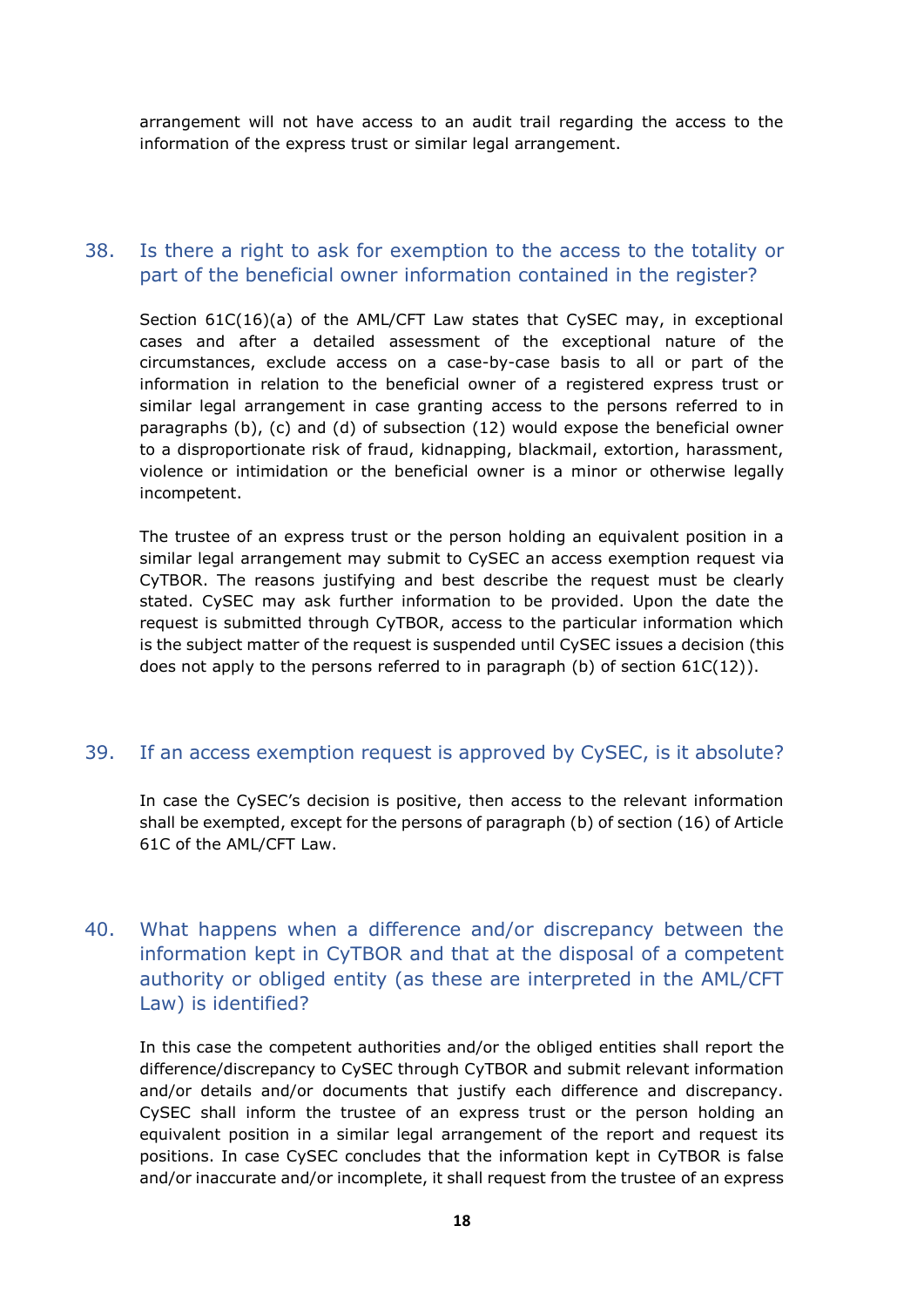arrangement will not have access to an audit trail regarding the access to the information of the express trust or similar legal arrangement.

## 38. Is there a right to ask for exemption to the access to the totality or part of the beneficial owner information contained in the register?

Section 61C(16)(a) of the AML/CFT Law states that CySEC may, in exceptional cases and after a detailed assessment of the exceptional nature of the circumstances, exclude access on a case-by-case basis to all or part of the information in relation to the beneficial owner of a registered express trust or similar legal arrangement in case granting access to the persons referred to in paragraphs (b), (c) and (d) of subsection (12) would expose the beneficial owner to a disproportionate risk of fraud, kidnapping, blackmail, extortion, harassment, violence or intimidation or the beneficial owner is a minor or otherwise legally incompetent.

The trustee of an express trust or the person holding an equivalent position in a similar legal arrangement may submit to CySEC an access exemption request via CyTBOR. The reasons justifying and best describe the request must be clearly stated. CySEC may ask further information to be provided. Upon the date the request is submitted through CyTBOR, access to the particular information which is the subject matter of the request is suspended until CySEC issues a decision (this does not apply to the persons referred to in paragraph (b) of section 61C(12)).

## 39. If an access exemption request is approved by CySEC, is it absolute?

In case the CySEC's decision is positive, then access to the relevant information shall be exempted, except for the persons of paragraph (b) of section (16) of Article 61C of the AML/CFT Law.

## 40. What happens when a difference and/or discrepancy between the information kept in CyTBOR and that at the disposal of a competent authority or obliged entity (as these are interpreted in the AML/CFT Law) is identified?

In this case the competent authorities and/or the obliged entities shall report the difference/discrepancy to CySEC through CyTBOR and submit relevant information and/or details and/or documents that justify each difference and discrepancy. CySEC shall inform the trustee of an express trust or the person holding an equivalent position in a similar legal arrangement of the report and request its positions. In case CySEC concludes that the information kept in CyTBOR is false and/or inaccurate and/or incomplete, it shall request from the trustee of an express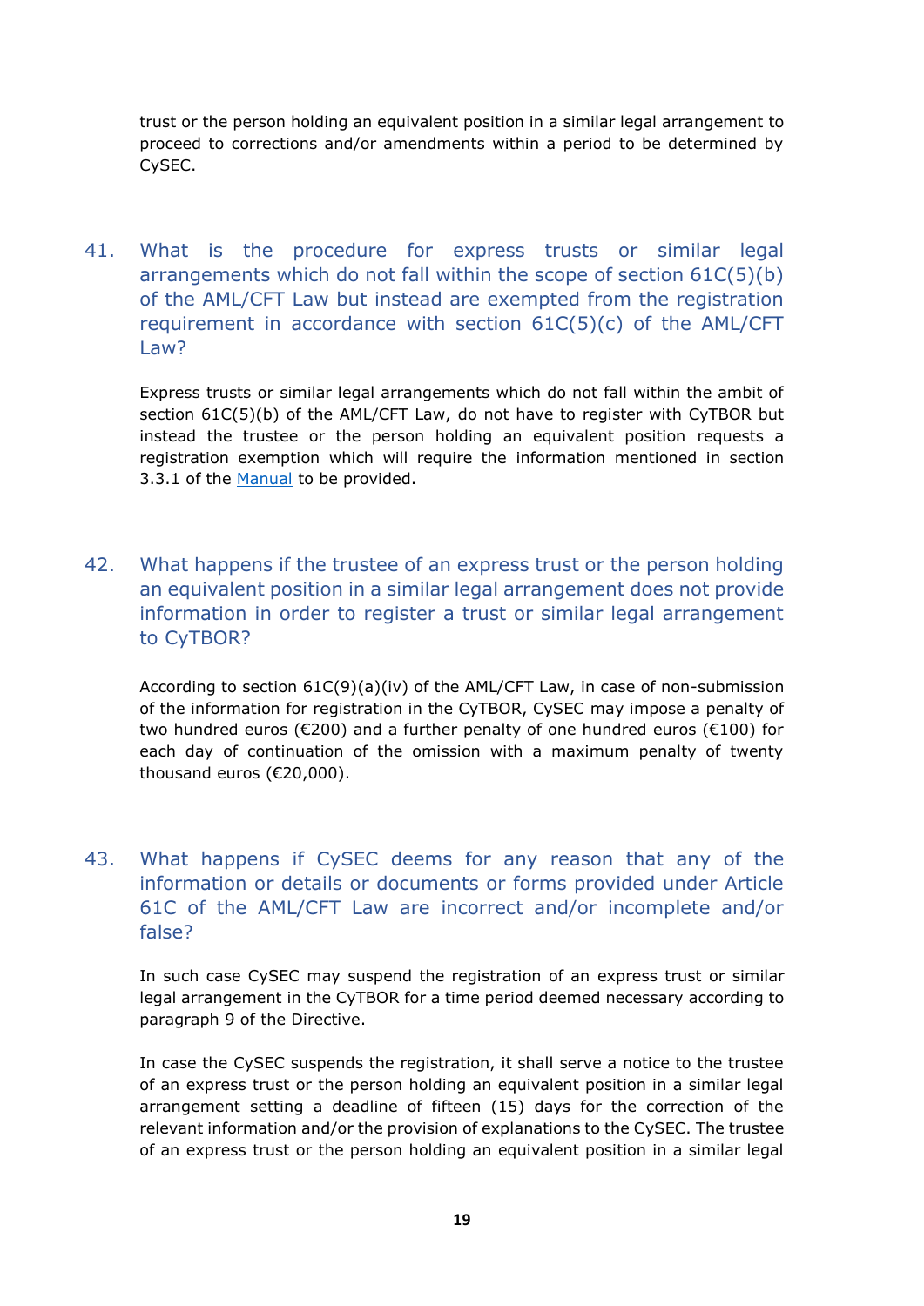trust or the person holding an equivalent position in a similar legal arrangement to proceed to corrections and/or amendments within a period to be determined by CySEC.

## 41. What is the procedure for express trusts or similar legal arrangements which do not fall within the scope of section 61C(5)(b) of the AML/CFT Law but instead are exempted from the registration requirement in accordance with section 61C(5)(c) of the AML/CFT Law?

Express trusts or similar legal arrangements which do not fall within the ambit of section 61C(5)(b) of the AML/CFT Law, do not have to register with CyTBOR but instead the trustee or the person holding an equivalent position requests a registration exemption which will require the information mentioned in section 3.3.1 of the Manual to be provided.

## 42. What happens if the trustee of an express trust or the person holding an equivalent position in a similar legal arrangement does not provide information in order to register a trust or similar legal arrangement to CyTBOR?

According to section 61C(9)(a)(iv) of the AML/CFT Law, in case of non-submission of the information for registration in the CyTBOR, CySEC may impose a penalty of two hundred euros (€200) and a further penalty of one hundred euros (€100) for each day of continuation of the omission with a maximum penalty of twenty thousand euros (€20,000).

## 43. What happens if CySEC deems for any reason that any of the information or details or documents or forms provided under Article 61C of the AML/CFT Law are incorrect and/or incomplete and/or false?

In such case CySEC may suspend the registration of an express trust or similar legal arrangement in the CyTBOR for a time period deemed necessary according to paragraph 9 of the Directive.

In case the CySEC suspends the registration, it shall serve a notice to the trustee of an express trust or the person holding an equivalent position in a similar legal arrangement setting a deadline of fifteen (15) days for the correction of the relevant information and/or the provision of explanations to the CySEC. The trustee of an express trust or the person holding an equivalent position in a similar legal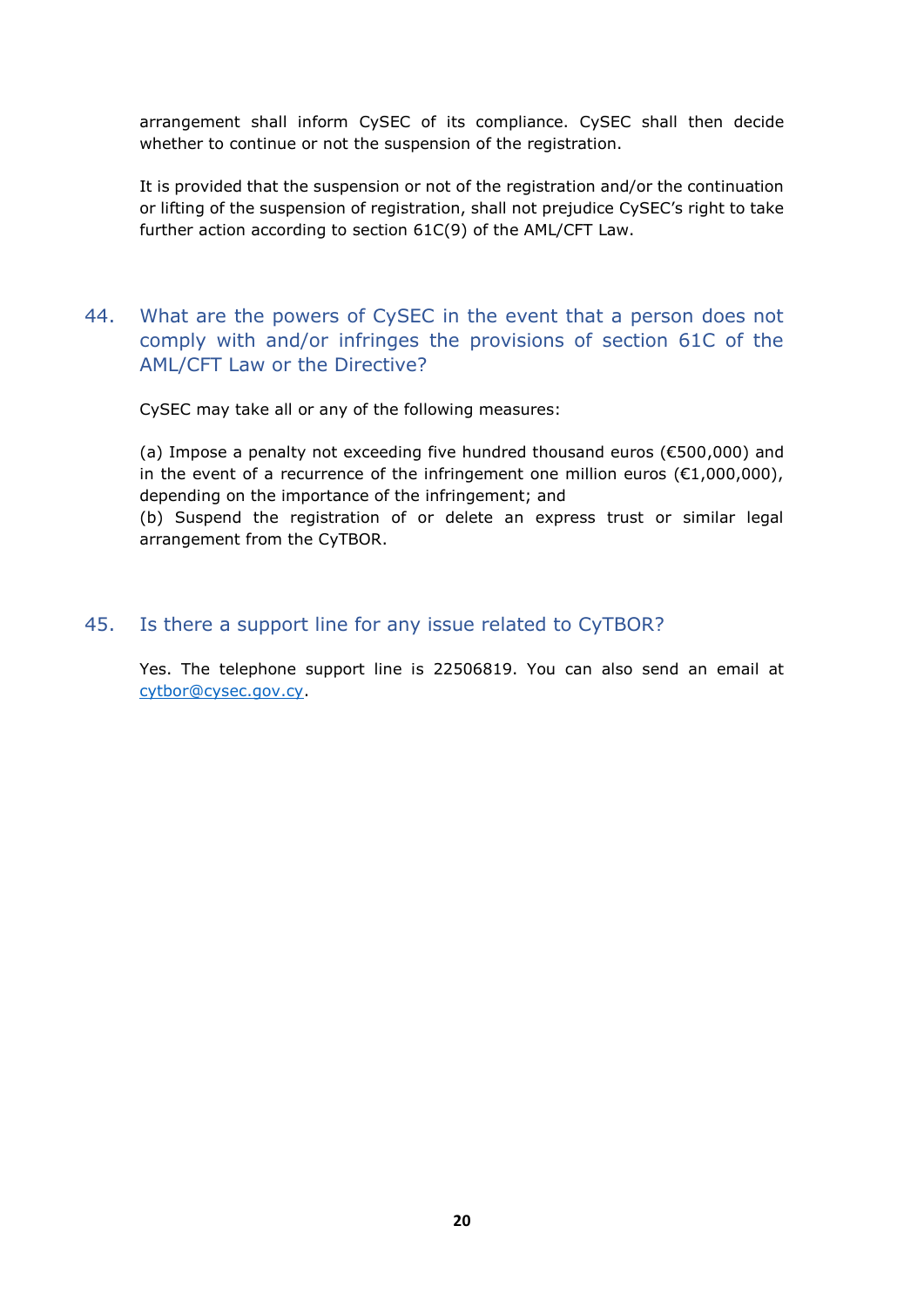arrangement shall inform CySEC of its compliance. CySEC shall then decide whether to continue or not the suspension of the registration.

It is provided that the suspension or not of the registration and/or the continuation or lifting of the suspension of registration, shall not prejudice CySEC's right to take further action according to section 61C(9) of the AML/CFT Law.

## 44. What are the powers of CySEC in the event that a person does not comply with and/or infringes the provisions of section 61C of the AML/CFT Law or the Directive?

CySEC may take all or any of the following measures:

(a) Impose a penalty not exceeding five hundred thousand euros (€500,000) and in the event of a recurrence of the infringement one million euros (€1,000,000), depending on the importance of the infringement; and
(b) Suspend the registration of or delete an express trust or similar legal arrangement from the CyTBOR.

## 45. Is there a support line for any issue related to CyTBOR?

Yes. The telephone support line is 22506819. You can also send an email at cytbor@cysec.gov.cy.